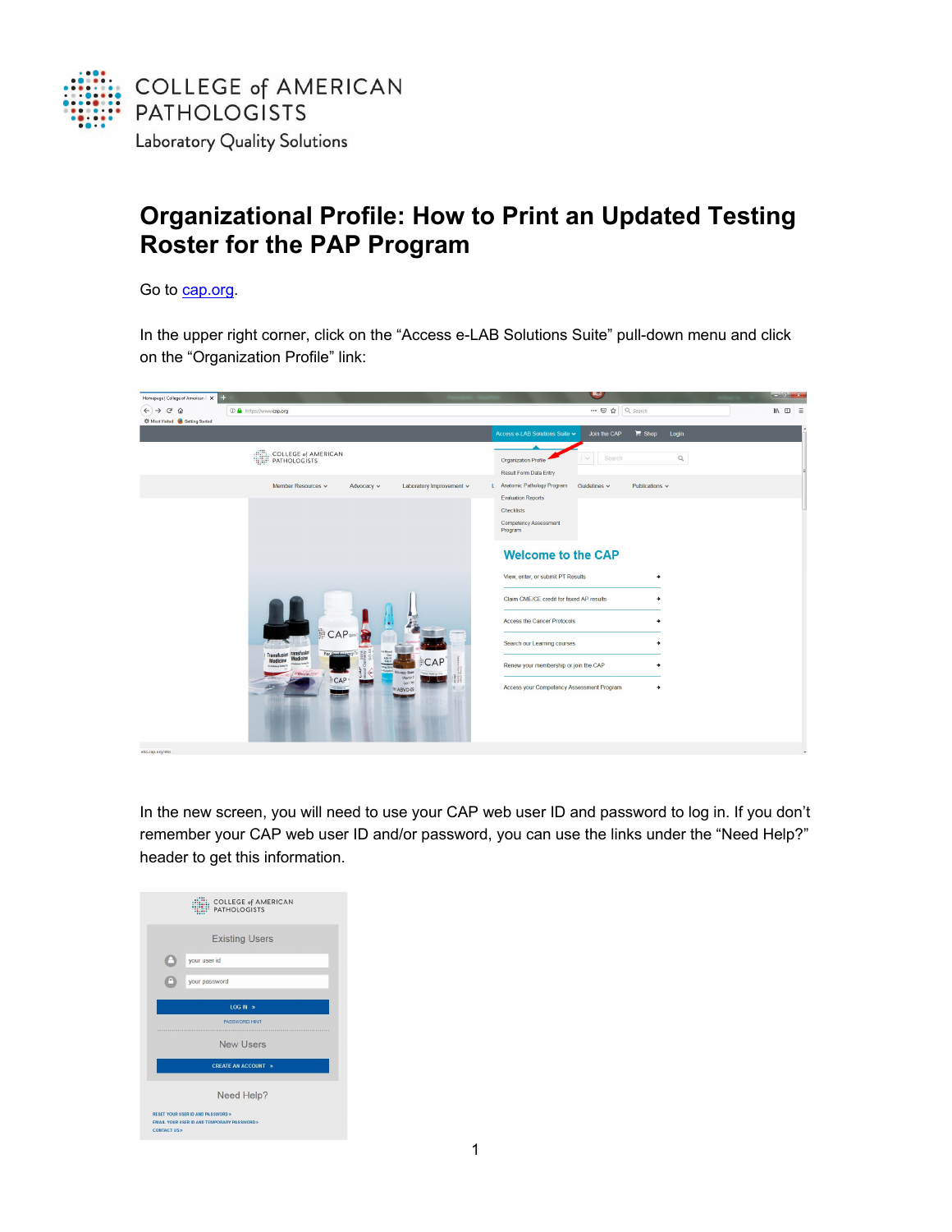# Organizational Profile: How to Print an Updated Testing Roster for the PAP Program

Go to cap.org.

In the upper right corner, click on the "Access e-LAB Solutions Suite" pull-down menu and click on the "Organization Profile" link:

In the new screen, you will need to use your CAP web user ID and password to log in. If you don't remember your CAP web user ID and/or password, you can use the links under the "Need Help?" header to get this information.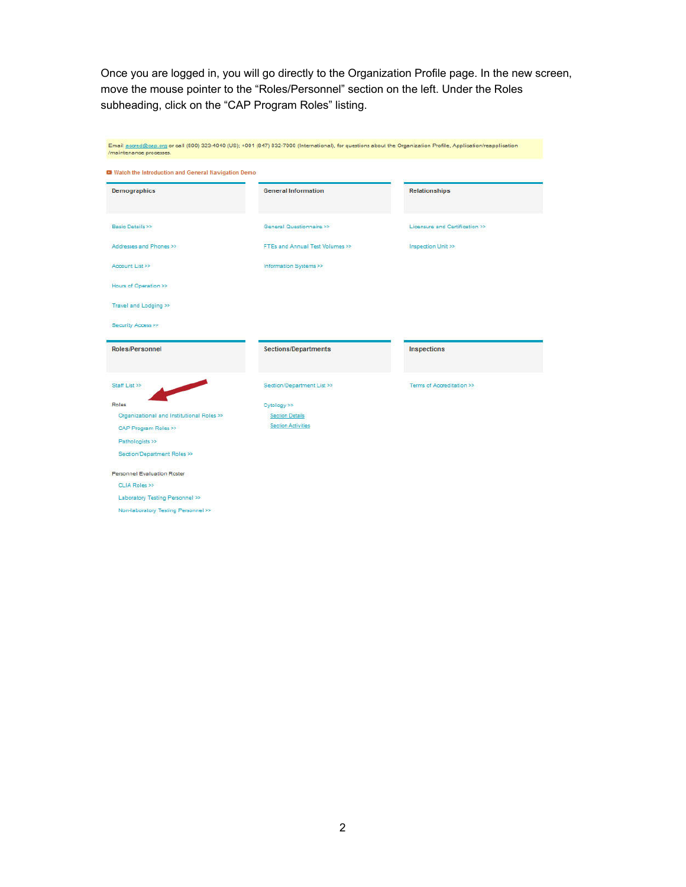Once you are logged in, you will go directly to the Organization Profile page. In the new screen, move the mouse pointer to the "Roles/Personnel" section on the left. Under the Roles subheading, click on the "CAP Program Roles" listing.

Email accred@cap.org or call (800) 323-4040 (US); +001 (847) 832-7000 (International), for questions about the Organization Profile, Application/reapplication /maintenance processes.

Watch the Introduction and General Navigation Demo

**Demographics**

- Basic Details >>
- Addresses and Phones >>
- Account List >>
- Hours of Operation >>
- Travel and Lodging >>
- Security Access >>

**General Information**

- General Questionnaire >>
- FTEs and Annual Test Volumes >>
- Information Systems >>

**Relationships**

- Licensure and Certification >>
- Inspection Unit >>

**Roles/Personnel**

- Staff List >>

Roles

- Organizational and Institutional Roles >>
- CAP Program Roles >>
- Pathologists >>
- Section/Department Roles >>

Personnel Evaluation Roster

- CLIA Roles >>
- Laboratory Testing Personnel >>
- Non-laboratory Testing Personnel >>

**Sections/Departments**

- Section/Department List >>

Cytology >>

- Section Details
- Section Activities

**Inspections**

- Terms of Accreditation >>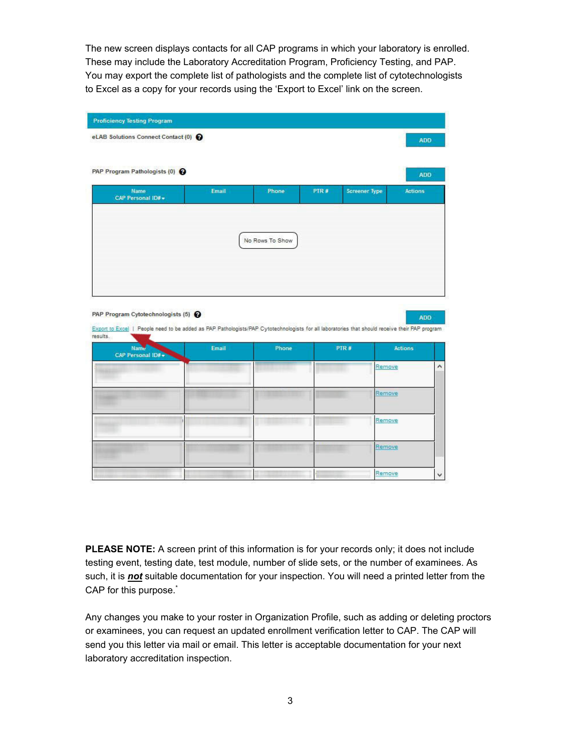The new screen displays contacts for all CAP programs in which your laboratory is enrolled. These may include the Laboratory Accreditation Program, Proficiency Testing, and PAP. You may export the complete list of pathologists and the complete list of cytotechnologists to Excel as a copy for your records using the 'Export to Excel' link on the screen.

Proficiency Testing Program

eLAB Solutions Connect Contact (0)

ADD

PAP Program Pathologists (0)

ADD

| Name CAP Personal ID# | Email | Phone | PTR # | Screener Type | Actions |
|---|---|---|---|---|---|
| No Rows To Show | | | | | |

PAP Program Cytotechnologists (5)

ADD

Export to Excel | People need to be added as PAP Pathologists/PAP Cytotechnologists for all laboratories that should receive their PAP program results.

| Name CAP Personal ID# | Email | Phone | PTR # | Actions |
|---|---|---|---|---|
| | | | | Remove |
| | | | | Remove |
| | | | | Remove |
| | | | | Remove |
| | | | | Remove |

**PLEASE NOTE:** A screen print of this information is for your records only; it does not include testing event, testing date, test module, number of slide sets, or the number of examinees. As such, it is ***not*** suitable documentation for your inspection. You will need a printed letter from the CAP for this purpose.*

Any changes you make to your roster in Organization Profile, such as adding or deleting proctors or examinees, you can request an updated enrollment verification letter to CAP. The CAP will send you this letter via mail or email. This letter is acceptable documentation for your next laboratory accreditation inspection.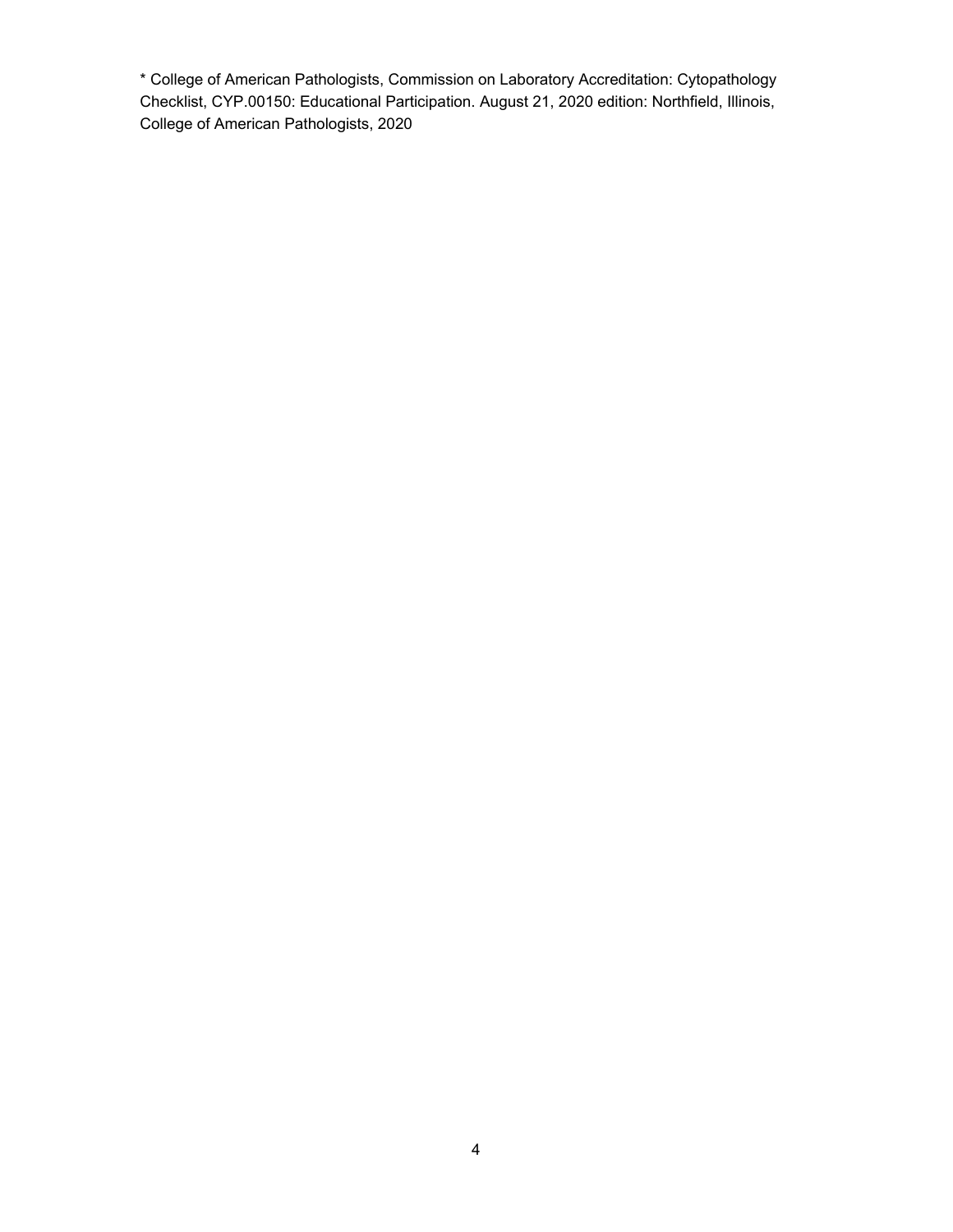* College of American Pathologists, Commission on Laboratory Accreditation: Cytopathology Checklist, CYP.00150: Educational Participation. August 21, 2020 edition: Northfield, Illinois, College of American Pathologists, 2020